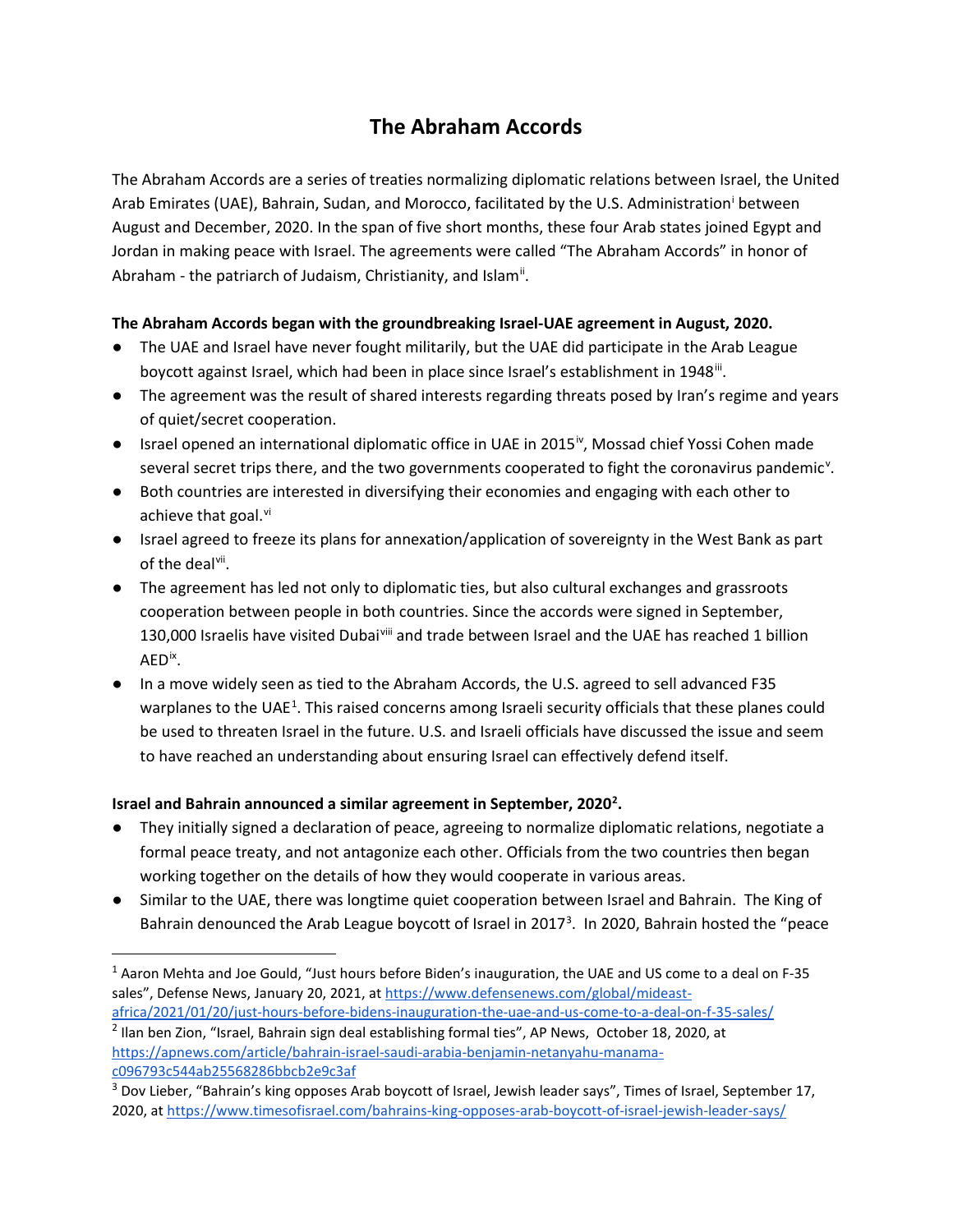# The Abraham Accords

The Abraham Accords are a series of treaties normalizing diplomatic relations between Israel, the United Arab Emirates (UAE), Bahrain, Sudan, and Morocco, facilitated by the U.S. Administration[i] between August and December, 2020. In the span of five short months, these four Arab states joined Egypt and Jordan in making peace with Israel. The agreements were called "The Abraham Accords" in honor of Abraham - the patriarch of Judaism, Christianity, and Islam[ii].

**The Abraham Accords began with the groundbreaking Israel-UAE agreement in August, 2020.**

- The UAE and Israel have never fought militarily, but the UAE did participate in the Arab League boycott against Israel, which had been in place since Israel's establishment in 1948[iii].
- The agreement was the result of shared interests regarding threats posed by Iran's regime and years of quiet/secret cooperation.
- Israel opened an international diplomatic office in UAE in 2015[iv], Mossad chief Yossi Cohen made several secret trips there, and the two governments cooperated to fight the coronavirus pandemic[v].
- Both countries are interested in diversifying their economies and engaging with each other to achieve that goal.[vi]
- Israel agreed to freeze its plans for annexation/application of sovereignty in the West Bank as part of the deal[vii].
- The agreement has led not only to diplomatic ties, but also cultural exchanges and grassroots cooperation between people in both countries. Since the accords were signed in September, 130,000 Israelis have visited Dubai[viii] and trade between Israel and the UAE has reached 1 billion AED[ix].
- In a move widely seen as tied to the Abraham Accords, the U.S. agreed to sell advanced F35 warplanes to the UAE[1]. This raised concerns among Israeli security officials that these planes could be used to threaten Israel in the future. U.S. and Israeli officials have discussed the issue and seem to have reached an understanding about ensuring Israel can effectively defend itself.

**Israel and Bahrain announced a similar agreement in September, 2020[2].**

- They initially signed a declaration of peace, agreeing to normalize diplomatic relations, negotiate a formal peace treaty, and not antagonize each other. Officials from the two countries then began working together on the details of how they would cooperate in various areas.
- Similar to the UAE, there was longtime quiet cooperation between Israel and Bahrain. The King of Bahrain denounced the Arab League boycott of Israel in 2017[3]. In 2020, Bahrain hosted the "peace

---

[1] Aaron Mehta and Joe Gould, "Just hours before Biden's inauguration, the UAE and US come to a deal on F-35 sales", Defense News, January 20, 2021, at https://www.defensenews.com/global/mideast-africa/2021/01/20/just-hours-before-bidens-inauguration-the-uae-and-us-come-to-a-deal-on-f-35-sales/

[2] Ilan ben Zion, "Israel, Bahrain sign deal establishing formal ties", AP News, October 18, 2020, at https://apnews.com/article/bahrain-israel-saudi-arabia-benjamin-netanyahu-manama-c096793c544ab25568286bbcb2e9c3af

[3] Dov Lieber, "Bahrain's king opposes Arab boycott of Israel, Jewish leader says", Times of Israel, September 17, 2020, at https://www.timesofisrael.com/bahrains-king-opposes-arab-boycott-of-israel-jewish-leader-says/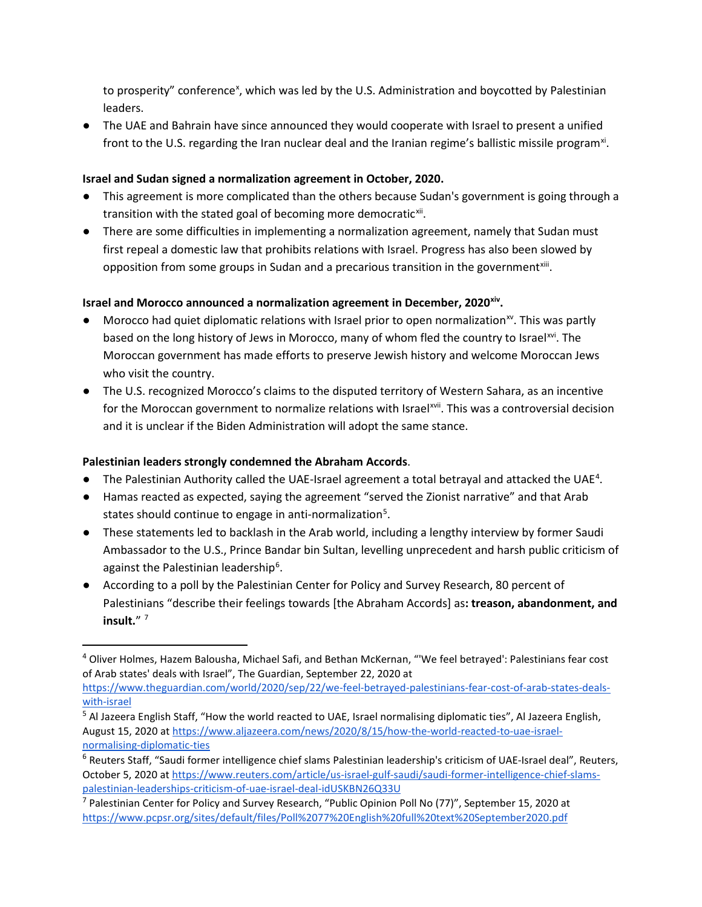to prosperity" conference[x], which was led by the U.S. Administration and boycotted by Palestinian leaders.

- The UAE and Bahrain have since announced they would cooperate with Israel to present a unified front to the U.S. regarding the Iran nuclear deal and the Iranian regime's ballistic missile program[xi].

**Israel and Sudan signed a normalization agreement in October, 2020.**

- This agreement is more complicated than the others because Sudan's government is going through a transition with the stated goal of becoming more democratic[xii].
- There are some difficulties in implementing a normalization agreement, namely that Sudan must first repeal a domestic law that prohibits relations with Israel. Progress has also been slowed by opposition from some groups in Sudan and a precarious transition in the government[xiii].

**Israel and Morocco announced a normalization agreement in December, 2020[xiv].**

- Morocco had quiet diplomatic relations with Israel prior to open normalization[xv]. This was partly based on the long history of Jews in Morocco, many of whom fled the country to Israel[xvi]. The Moroccan government has made efforts to preserve Jewish history and welcome Moroccan Jews who visit the country.
- The U.S. recognized Morocco's claims to the disputed territory of Western Sahara, as an incentive for the Moroccan government to normalize relations with Israel[xvii]. This was a controversial decision and it is unclear if the Biden Administration will adopt the same stance.

**Palestinian leaders strongly condemned the Abraham Accords**.

- The Palestinian Authority called the UAE-Israel agreement a total betrayal and attacked the UAE[4].
- Hamas reacted as expected, saying the agreement "served the Zionist narrative" and that Arab states should continue to engage in anti-normalization[5].
- These statements led to backlash in the Arab world, including a lengthy interview by former Saudi Ambassador to the U.S., Prince Bandar bin Sultan, levelling unprecedent and harsh public criticism of against the Palestinian leadership[6].
- According to a poll by the Palestinian Center for Policy and Survey Research, 80 percent of Palestinians "describe their feelings towards [the Abraham Accords] as**: treason, abandonment, and insult.**" [7]

---

[4] Oliver Holmes, Hazem Balousha, Michael Safi, and Bethan McKernan, "'We feel betrayed': Palestinians fear cost of Arab states' deals with Israel", The Guardian, September 22, 2020 at https://www.theguardian.com/world/2020/sep/22/we-feel-betrayed-palestinians-fear-cost-of-arab-states-deals-with-israel

[5] Al Jazeera English Staff, "How the world reacted to UAE, Israel normalising diplomatic ties", Al Jazeera English, August 15, 2020 at https://www.aljazeera.com/news/2020/8/15/how-the-world-reacted-to-uae-israel-normalising-diplomatic-ties

[6] Reuters Staff, "Saudi former intelligence chief slams Palestinian leadership's criticism of UAE-Israel deal", Reuters, October 5, 2020 at https://www.reuters.com/article/us-israel-gulf-saudi/saudi-former-intelligence-chief-slams-palestinian-leaderships-criticism-of-uae-israel-deal-idUSKBN26Q33U

[7] Palestinian Center for Policy and Survey Research, "Public Opinion Poll No (77)", September 15, 2020 at https://www.pcpsr.org/sites/default/files/Poll%2077%20English%20full%20text%20September2020.pdf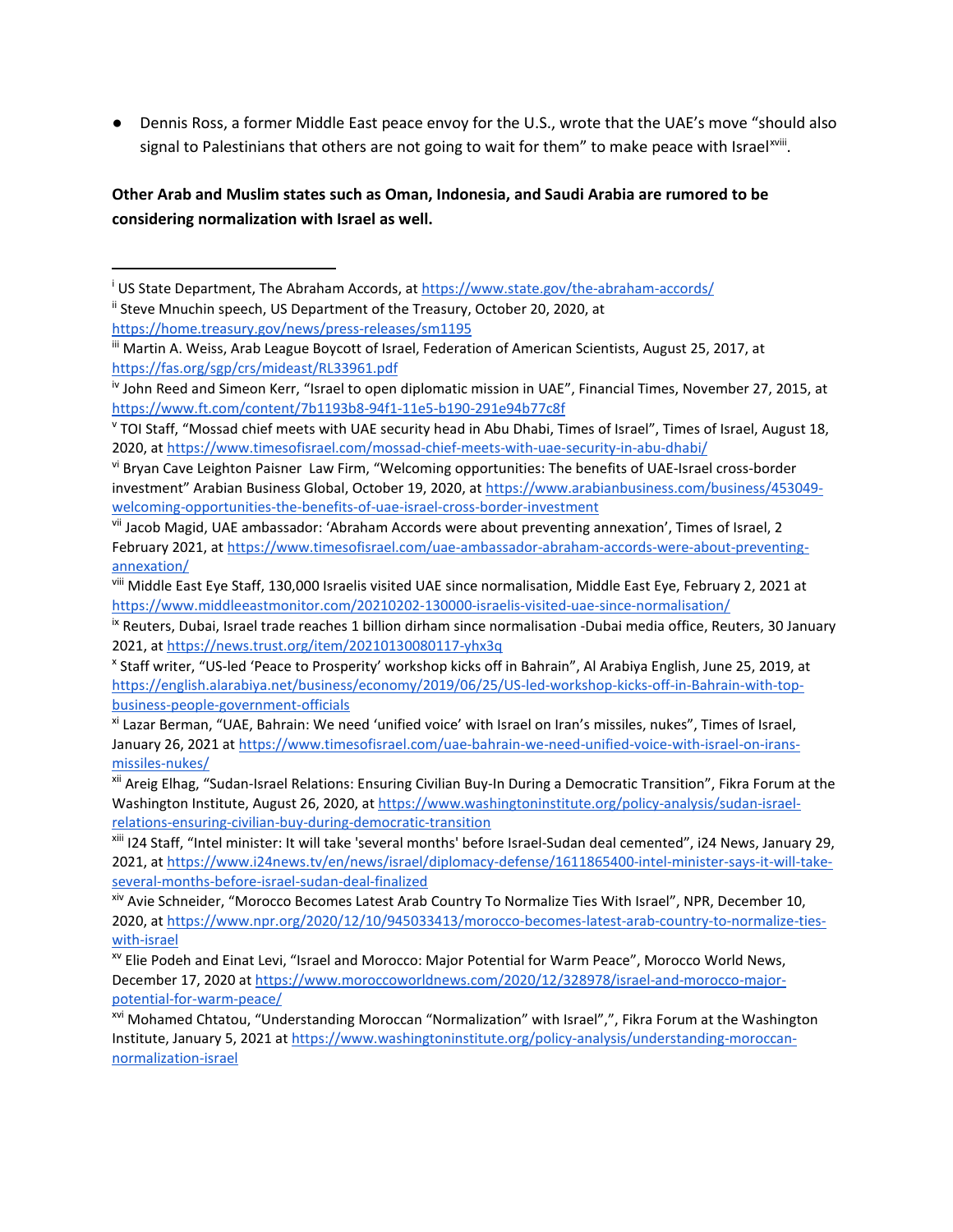- Dennis Ross, a former Middle East peace envoy for the U.S., wrote that the UAE's move "should also signal to Palestinians that others are not going to wait for them" to make peace with Israel[xviii].

**Other Arab and Muslim states such as Oman, Indonesia, and Saudi Arabia are rumored to be considering normalization with Israel as well.**

---

[i] US State Department, The Abraham Accords, at https://www.state.gov/the-abraham-accords/

[ii] Steve Mnuchin speech, US Department of the Treasury, October 20, 2020, at https://home.treasury.gov/news/press-releases/sm1195

[iii] Martin A. Weiss, Arab League Boycott of Israel, Federation of American Scientists, August 25, 2017, at https://fas.org/sgp/crs/mideast/RL33961.pdf

[iv] John Reed and Simeon Kerr, "Israel to open diplomatic mission in UAE", Financial Times, November 27, 2015, at https://www.ft.com/content/7b1193b8-94f1-11e5-b190-291e94b77c8f

[v] TOI Staff, "Mossad chief meets with UAE security head in Abu Dhabi, Times of Israel", Times of Israel, August 18, 2020, at https://www.timesofisrael.com/mossad-chief-meets-with-uae-security-in-abu-dhabi/

[vi] Bryan Cave Leighton Paisner Law Firm, "Welcoming opportunities: The benefits of UAE-Israel cross-border investment" Arabian Business Global, October 19, 2020, at https://www.arabianbusiness.com/business/453049-welcoming-opportunities-the-benefits-of-uae-israel-cross-border-investment

[vii] Jacob Magid, UAE ambassador: 'Abraham Accords were about preventing annexation', Times of Israel, 2 February 2021, at https://www.timesofisrael.com/uae-ambassador-abraham-accords-were-about-preventing-annexation/

[viii] Middle East Eye Staff, 130,000 Israelis visited UAE since normalisation, Middle East Eye, February 2, 2021 at https://www.middleeastmonitor.com/20210202-130000-israelis-visited-uae-since-normalisation/

[ix] Reuters, Dubai, Israel trade reaches 1 billion dirham since normalisation -Dubai media office, Reuters, 30 January 2021, at https://news.trust.org/item/20210130080117-yhx3q

[x] Staff writer, "US-led 'Peace to Prosperity' workshop kicks off in Bahrain", Al Arabiya English, June 25, 2019, at https://english.alarabiya.net/business/economy/2019/06/25/US-led-workshop-kicks-off-in-Bahrain-with-top-business-people-government-officials

[xi] Lazar Berman, "UAE, Bahrain: We need 'unified voice' with Israel on Iran's missiles, nukes", Times of Israel, January 26, 2021 at https://www.timesofisrael.com/uae-bahrain-we-need-unified-voice-with-israel-on-irans-missiles-nukes/

[xii] Areig Elhag, "Sudan-Israel Relations: Ensuring Civilian Buy-In During a Democratic Transition", Fikra Forum at the Washington Institute, August 26, 2020, at https://www.washingtoninstitute.org/policy-analysis/sudan-israel-relations-ensuring-civilian-buy-during-democratic-transition

[xiii] I24 Staff, "Intel minister: It will take 'several months' before Israel-Sudan deal cemented", i24 News, January 29, 2021, at https://www.i24news.tv/en/news/israel/diplomacy-defense/1611865400-intel-minister-says-it-will-take-several-months-before-israel-sudan-deal-finalized

[xiv] Avie Schneider, "Morocco Becomes Latest Arab Country To Normalize Ties With Israel", NPR, December 10, 2020, at https://www.npr.org/2020/12/10/945033413/morocco-becomes-latest-arab-country-to-normalize-ties-with-israel

[xv] Elie Podeh and Einat Levi, "Israel and Morocco: Major Potential for Warm Peace", Morocco World News, December 17, 2020 at https://www.moroccoworldnews.com/2020/12/328978/israel-and-morocco-major-potential-for-warm-peace/

[xvi] Mohamed Chtatou, "Understanding Moroccan "Normalization" with Israel",", Fikra Forum at the Washington Institute, January 5, 2021 at https://www.washingtoninstitute.org/policy-analysis/understanding-moroccan-normalization-israel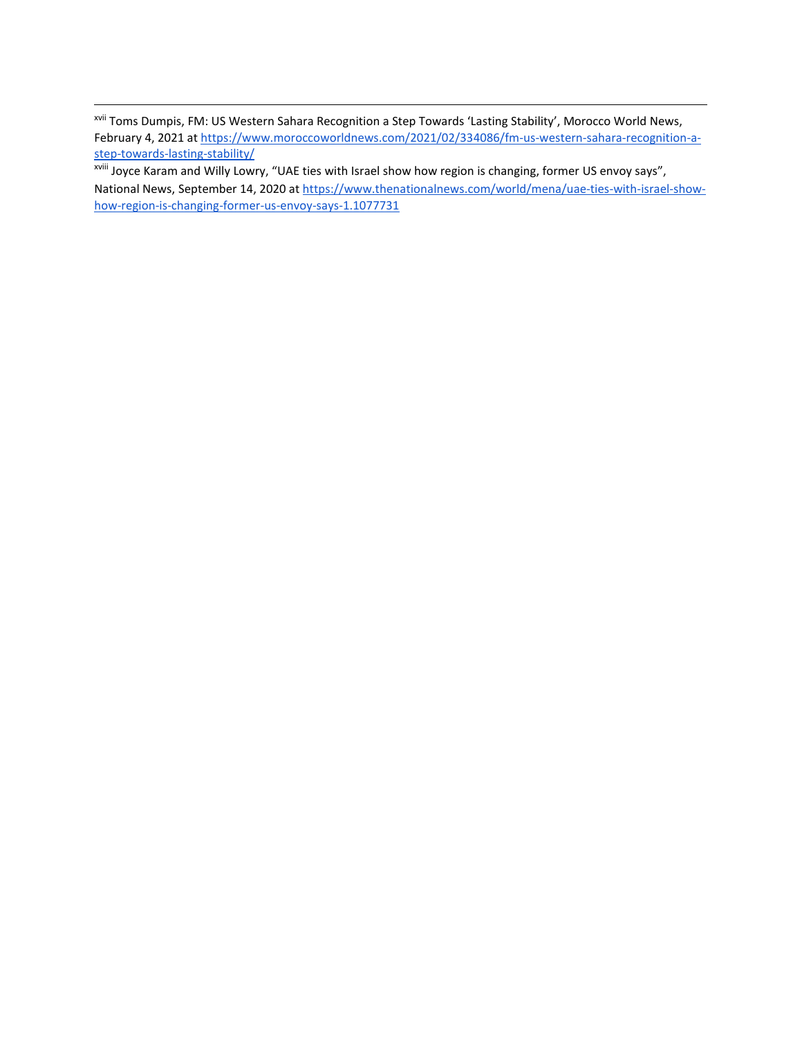---

[xvii] Toms Dumpis, FM: US Western Sahara Recognition a Step Towards 'Lasting Stability', Morocco World News, February 4, 2021 at https://www.moroccoworldnews.com/2021/02/334086/fm-us-western-sahara-recognition-a-step-towards-lasting-stability/

[xviii] Joyce Karam and Willy Lowry, "UAE ties with Israel show how region is changing, former US envoy says", National News, September 14, 2020 at https://www.thenationalnews.com/world/mena/uae-ties-with-israel-show-how-region-is-changing-former-us-envoy-says-1.1077731